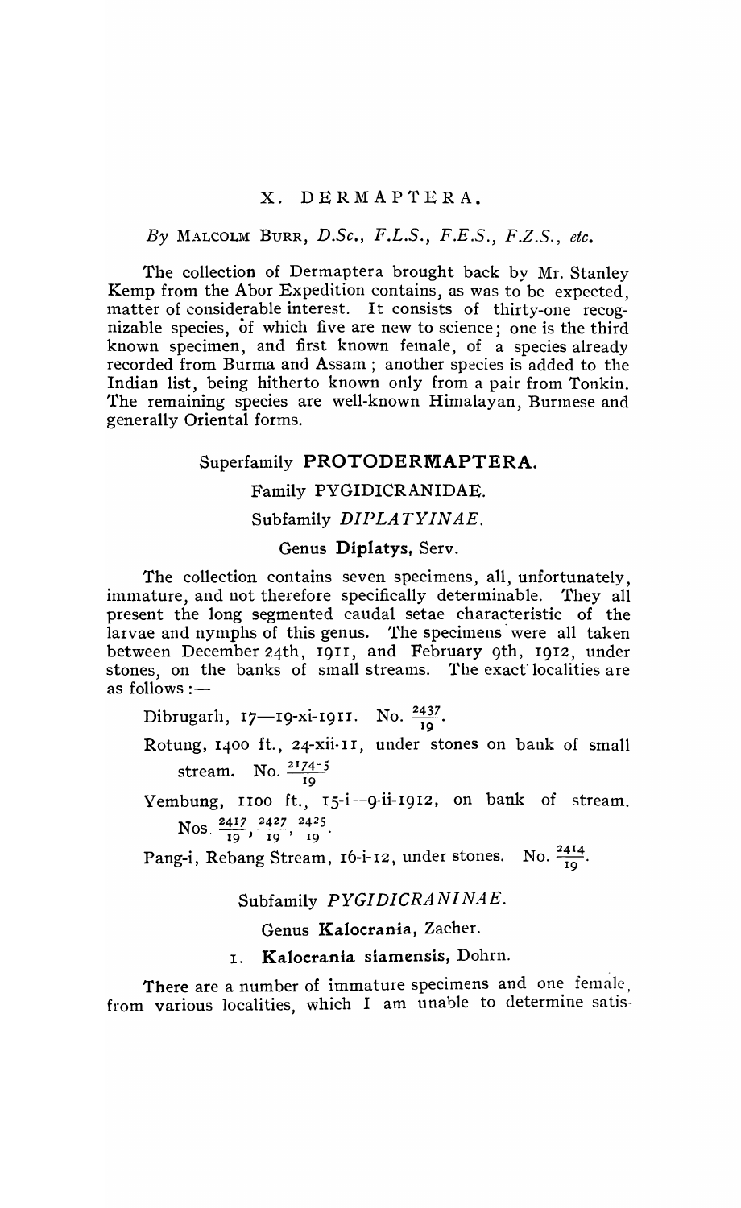# X. DERMAPTERA.

*By* MALCOLM BURR, *D.Sc., F.L.S., F.E.S., F.Z.S., etc.*

The collection of Dermaptera brought back by Mr. Stanley Kemp from the Abor Expedition contains, as was to be expected, matter of considerable interest. It consists of thirty-one recognizable species, of which five are new to science; one is the third known specimen, and first known female, of a species already recorded from Burma and Assam; another species is added to the Indian list, being hitherto known only from a pair from Tonkin. The remaining species are well-known Himalayan, Burmese and generally Oriental forms.

## Superfamily PROTODERMAPTERA.

### Family PYGIDICRANIDAE.

#### Subfamily *DIPLATYINAE*.

##### Genus **Diplatys**, Serv.

The collection contains seven specimens, all, unfortunately, immature, and not therefore specifically determinable. They all present the long segmented caudal setae characteristic of the larvae and nymphs of this genus. The specimens were all taken between December 24th, 1911, and February 9th, 1912, under stones, on the banks of small streams. The exact localities are as follows:—

Dibrugarh, 17—19-xi-1911. No. $\frac{2437}{19}$.

Rotung, 1400 ft., 24-xii-11, under stones on bank of small stream. No. $\frac{2174-5}{19}$

Yembung, 1100 ft., 15-i—9-ii-1912, on bank of stream. Nos. $\frac{2417}{19}$, $\frac{2427}{19}$, $\frac{2425}{19}$.

Pang-i, Rebang Stream, 16-i-12, under stones. No. $\frac{2414}{19}$.

#### Subfamily *PYGIDICRANINAE*.

##### Genus **Kalocrania**, Zacher.

###### 1. **Kalocrania siamensis**, Dohrn.

There are a number of immature specimens and one female, from various localities, which I am unable to determine satis-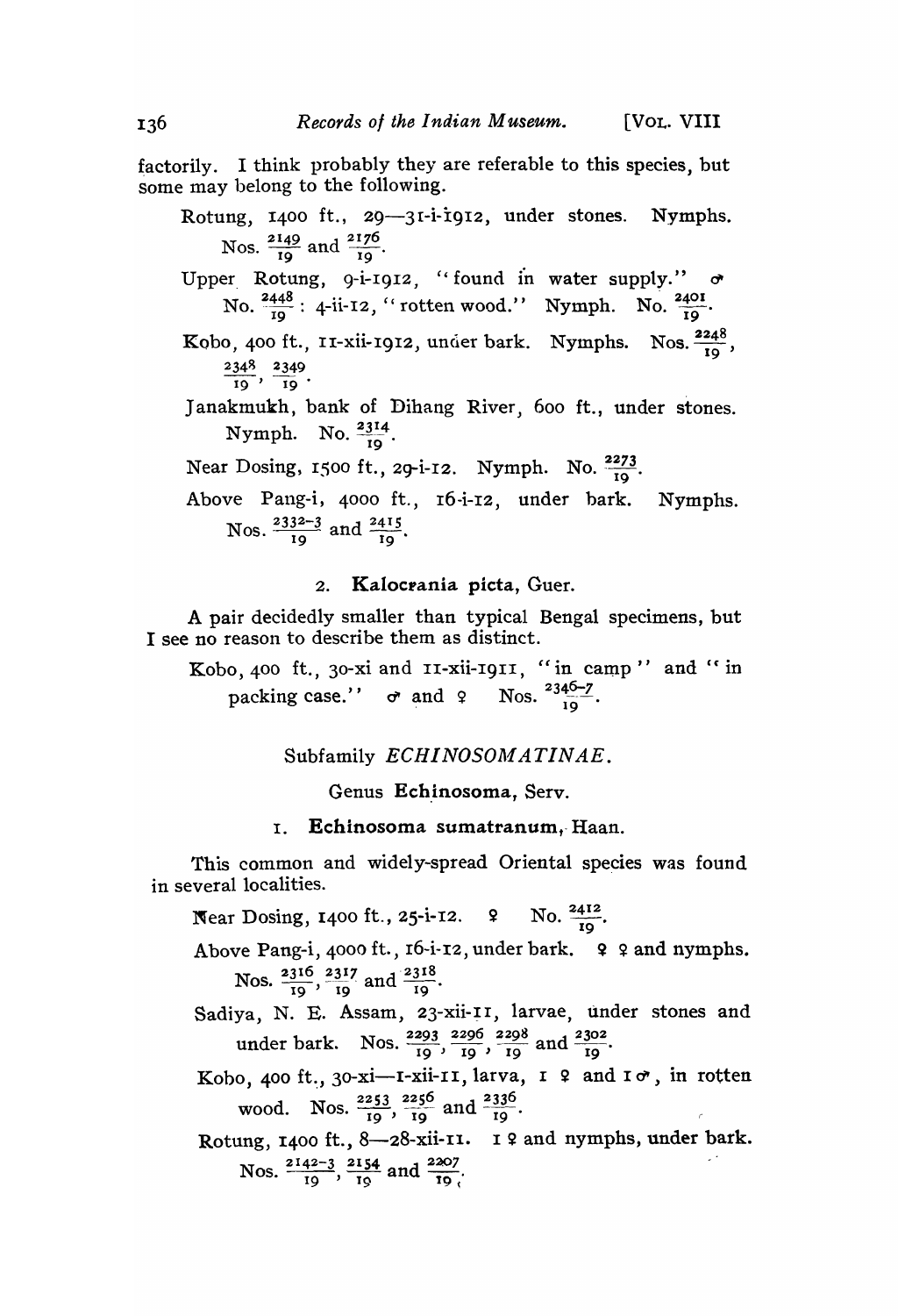factorily. I think probably they are referable to this species, but some may belong to the following.

Rotung, 1400 ft., 29—31-i-1912, under stones. Nymphs. Nos. $\frac{2149}{19}$ and $\frac{2176}{19}$.

Upper Rotung, 9-i-1912, "found in water supply." ♂ No. $\frac{2448}{19}$: 4-ii-12, "rotten wood." Nymph. No. $\frac{2401}{19}$.

Kobo, 400 ft., 11-xii-1912, under bark. Nymphs. Nos. $\frac{2248}{19}$, $\frac{2348}{19}$, $\frac{2349}{19}$.

Janakmukh, bank of Dihang River, 600 ft., under stones. Nymph. No. $\frac{2314}{19}$.

Near Dosing, 1500 ft., 29-i-12. Nymph. No. $\frac{2273}{19}$.

Above Pang-i, 4000 ft., 16-i-12, under bark. Nymphs. Nos. $\frac{2332-3}{19}$ and $\frac{2415}{19}$.

### 2. **Kalocrania picta**, Guer.

A pair decidedly smaller than typical Bengal specimens, but I see no reason to describe them as distinct.

Kobo, 400 ft., 30-xi and 11-xii-1911, "in camp" and "in packing case." ♂ and ♀ Nos. $\frac{2346-7}{19}$.

## Subfamily *ECHINOSOMATINAE*.

### Genus **Echinosoma**, Serv.

### 1. **Echinosoma sumatranum**, Haan.

This common and widely-spread Oriental species was found in several localities.

Near Dosing, 1400 ft., 25-i-12. ♀ No. $\frac{2412}{19}$.

Above Pang-i, 4000 ft., 16-i-12, under bark. ♀ ♀ and nymphs. Nos. $\frac{2316}{19}$, $\frac{2317}{19}$ and $\frac{2318}{19}$.

Sadiya, N. E. Assam, 23-xii-11, larvae, under stones and under bark. Nos. $\frac{2293}{19}$, $\frac{2296}{19}$, $\frac{2298}{19}$ and $\frac{2302}{19}$.

Kobo, 400 ft., 30-xi—1-xii-11, larva, 1 ♀ and 1 ♂, in rotten wood. Nos. $\frac{2253}{19}$, $\frac{2256}{19}$ and $\frac{2336}{19}$.

Rotung, 1400 ft., 8—28-xii-11. 1 ♀ and nymphs, under bark. Nos. $\frac{2142-3}{19}$, $\frac{2154}{19}$ and $\frac{2207}{19}$.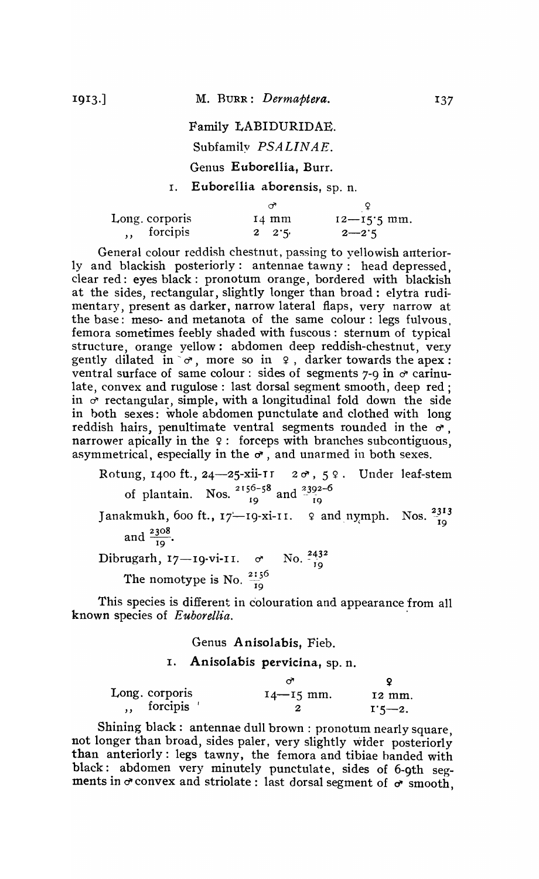## Family LABIDURIDAE.

### Subfamily *PSALINAE*.

### Genus **Euborellia**, Burr.

#### 1. **Euborellia aborensis**, sp. n.

| | ♂ | ♀ |
|---|---|---|
| Long. corporis | 14 mm | 12—15·5 mm. |
| ,, forcipis | 2 2·5 | 2—2·5 |

General colour reddish chestnut, passing to yellowish anteriorly and blackish posteriorly: antennae tawny: head depressed, clear red: eyes black: pronotum orange, bordered with blackish at the sides, rectangular, slightly longer than broad: elytra rudimentary, present as darker, narrow lateral flaps, very narrow at the base: meso- and metanota of the same colour: legs fulvous, femora sometimes feebly shaded with fuscous: sternum of typical structure, orange yellow: abdomen deep reddish-chestnut, very gently dilated in ♂, more so in ♀, darker towards the apex: ventral surface of same colour: sides of segments 7-9 in ♂ carinulate, convex and rugulose: last dorsal segment smooth, deep red; in ♂ rectangular, simple, with a longitudinal fold down the side in both sexes: whole abdomen punctulate and clothed with long reddish hairs, penultimate ventral segments rounded in the ♂, narrower apically in the ♀: forceps with branches subcontiguous, asymmetrical, especially in the ♂, and unarmed in both sexes.

Rotung, 1400 ft., 24—25-xii-11 2 ♂, 5 ♀. Under leaf-stem of plantain. Nos. $\frac{2156-58}{19}$ and $\frac{2392-6}{19}$

Janakmukh, 600 ft., 17—19-xi-11. ♀ and nymph. Nos. $\frac{2313}{19}$ and $\frac{2308}{19}$.

Dibrugarh, 17—19-vi-11. ♂ No. $\frac{2432}{19}$

The nomotype is No. $\frac{2156}{19}$

This species is different in colouration and appearance from all known species of *Euborellia*.

### Genus **Anisolabis**, Fieb.

#### 1. **Anisolabis pervicina**, sp. n.

| | ♂ | ♀ |
|---|---|---|
| Long. corporis | 14—15 mm. | 12 mm. |
| ,, forcipis | 2 | 1·5—2. |

Shining black: antennae dull brown: pronotum nearly square, not longer than broad, sides paler, very slightly wider posteriorly than anteriorly: legs tawny, the femora and tibiae banded with black: abdomen very minutely punctulate, sides of 6-9th segments in ♂ convex and striolate: last dorsal segment of ♂ smooth,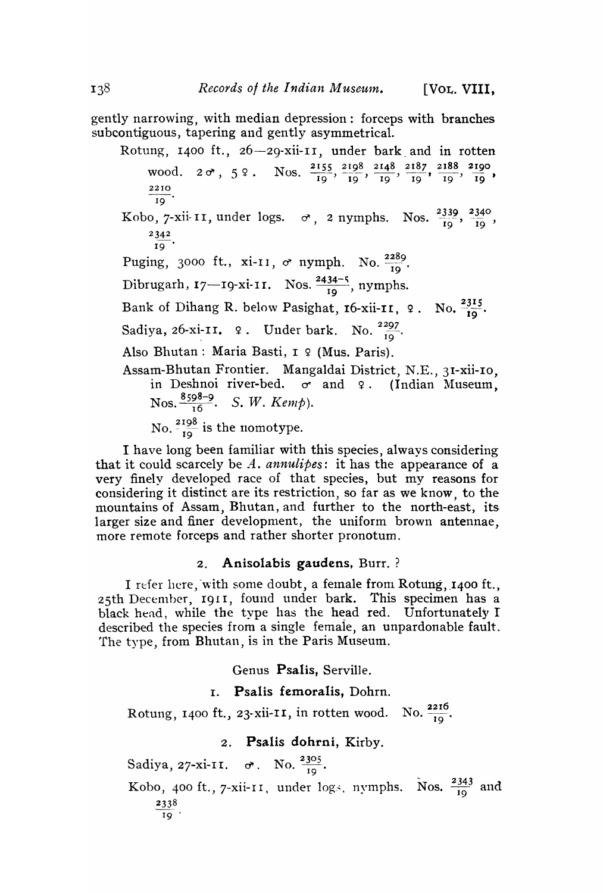gently narrowing, with median depression: forceps with branches subcontiguous, tapering and gently asymmetrical.

Rotung, 1400 ft., 26—29-xii-11, under bark and in rotten wood. 2 ♂, 5 ♀. Nos. $\frac{2155}{19}$, $\frac{2198}{19}$, $\frac{2148}{19}$, $\frac{2187}{19}$, $\frac{2188}{19}$, $\frac{2190}{19}$, $\frac{2210}{19}$.

Kobo, 7-xii-11, under logs. ♂, 2 nymphs. Nos. $\frac{2339}{19}$, $\frac{2340}{19}$, $\frac{2342}{19}$.

Puging, 3000 ft., xi-11, ♂ nymph. No. $\frac{2289}{19}$.

Dibrugarh, 17—19-xi-11. Nos. $\frac{2434-5}{19}$, nymphs.

Bank of Dihang R. below Pasighat, 16-xii-11, ♀. No. $\frac{2315}{19}$.

Sadiya, 26-xi-11. ♀. Under bark. No. $\frac{2297}{19}$.

Also Bhutan: Maria Basti, 1 ♀ (Mus. Paris).

Assam-Bhutan Frontier. Mangaldai District, N.E., 31-xii-10, in Deshnoi river-bed. ♂ and ♀. (Indian Museum, Nos. $\frac{8598-9}{16}$. *S. W. Kemp*).

No. $\frac{2198}{19}$ is the nomotype.

I have long been familiar with this species, always considering that it could scarcely be *A. annulipes*: it has the appearance of a very finely developed race of that species, but my reasons for considering it distinct are its restriction, so far as we know, to the mountains of Assam, Bhutan, and further to the north-east, its larger size and finer development, the uniform brown antennae, more remote forceps and rather shorter pronotum.

### 2. **Anisolabis gaudens**, Burr. ?

I refer here, with some doubt, a female from Rotung, 1400 ft., 25th December, 1911, found under bark. This specimen has a black head, while the type has the head red. Unfortunately I described the species from a single female, an unpardonable fault. The type, from Bhutan, is in the Paris Museum.

## Genus **Psalis**, Serville.

### 1. **Psalis femoralis**, Dohrn.

Rotung, 1400 ft., 23-xii-11, in rotten wood. No. $\frac{2216}{19}$.

### 2. **Psalis dohrni**, Kirby.

Sadiya, 27-xi-11. ♂. No. $\frac{2305}{19}$.

Kobo, 400 ft., 7-xii-11, under logs, nymphs. Nos. $\frac{2343}{19}$ and $\frac{2338}{19}$.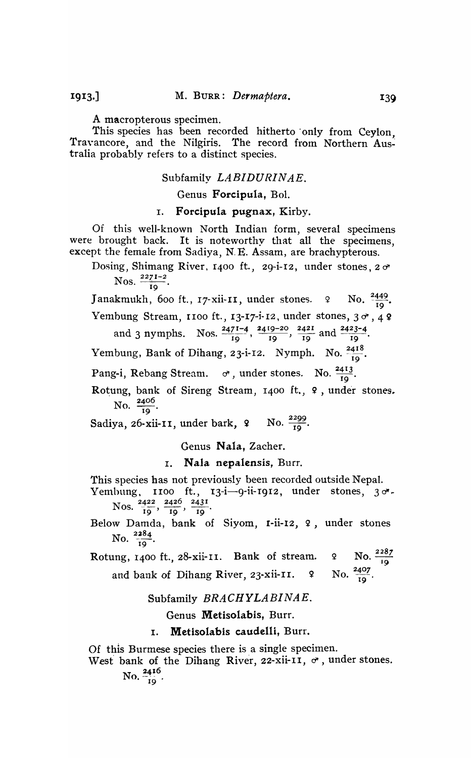A macropterous specimen.

This species has been recorded hitherto only from Ceylon, Travancore, and the Nilgiris. The record from Northern Australia probably refers to a distinct species.

## Subfamily *LABIDURINAE*.

### Genus **Forcipula**, Bol.

#### 1. **Forcipula pugnax**, Kirby.

Of this well-known North Indian form, several specimens were brought back. It is noteworthy that all the specimens, except the female from Sadiya, N. E. Assam, are brachypterous.

Dosing, Shimang River, 1400 ft., 29-i-12, under stones, 2 ♂ Nos. $\frac{2271-2}{19}$.

Janakmukh, 600 ft., 17-xii-11, under stones. ♀ No. $\frac{2449}{19}$.

Yembung Stream, 1100 ft., 13-17-i-12, under stones, 3 ♂, 4 ♀ and 3 nymphs. Nos. $\frac{2471-4}{19}$, $\frac{2419-20}{19}$, $\frac{2421}{19}$ and $\frac{2423-4}{19}$.

Yembung, Bank of Dihang, 23-i-12. Nymph. No. $\frac{2418}{19}$.

Pang-i, Rebang Stream. ♂, under stones. No. $\frac{2413}{19}$.

Rotung, bank of Sireng Stream, 1400 ft., ♀, under stones. No. $\frac{2406}{19}$.

Sadiya, 26-xii-11, under bark, ♀ No. $\frac{2299}{19}$.

### Genus **Nala**, Zacher.

#### 1. **Nala nepalensis**, Burr.

This species has not previously been recorded outside Nepal.

Yembung, 1100 ft., 13-i—9-ii-1912, under stones, 3 ♂. Nos. $\frac{2422}{19}$, $\frac{2426}{19}$, $\frac{2431}{19}$.

Below Damda, bank of Siyom, 1-ii-12, ♀, under stones No. $\frac{2284}{19}$.

Rotung, 1400 ft., 28-xii-11. Bank of stream. ♀ No. $\frac{2287}{19}$ and bank of Dihang River, 23-xii-11. ♀ No. $\frac{2407}{19}$.

## Subfamily *BRACHYLABINAE*.

### Genus **Metisolabis**, Burr.

#### 1. **Metisolabis caudelli**, Burr.

Of this Burmese species there is a single specimen.

West bank of the Dihang River, 22-xii-11, ♂, under stones. No. $\frac{2416}{19}$.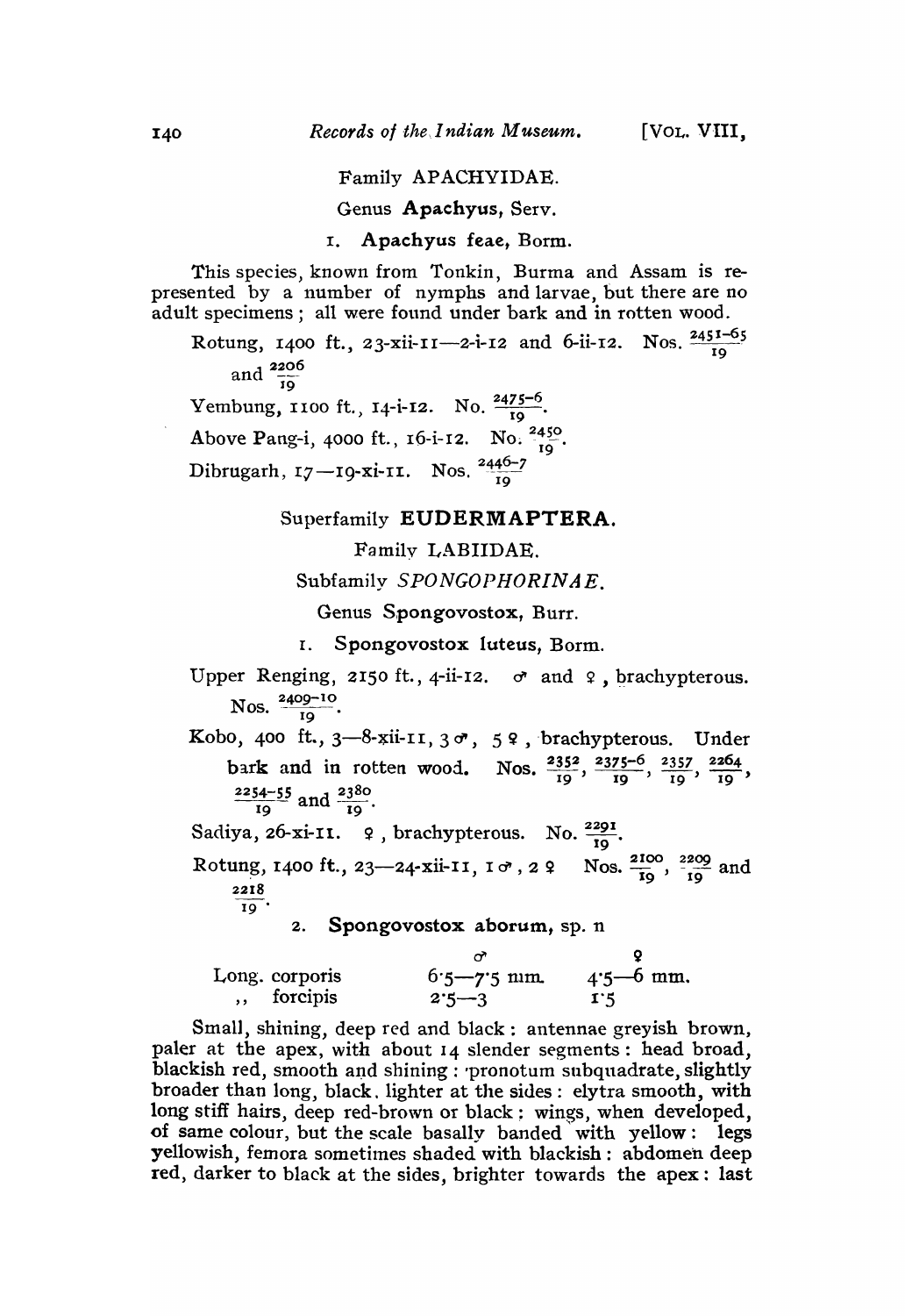Family APACHYIDAE.

Genus **Apachyus**, Serv.

1. **Apachyus feae**, Borm.

This species, known from Tonkin, Burma and Assam is represented by a number of nymphs and larvae, but there are no adult specimens; all were found under bark and in rotten wood.

Rotung, 1400 ft., 23-xii-11—2-i-12 and 6-ii-12. Nos. $\frac{2451-65}{19}$ and $\frac{2206}{19}$

Yembung, 1100 ft., 14-i-12. No. $\frac{2475-6}{19}$.

Above Pang-i, 4000 ft., 16-i-12. No. $\frac{2450}{19}$.

Dibrugarh, 17—19-xi-11. Nos. $\frac{2446-7}{19}$

Superfamily **EUDERMAPTERA.**

Family LABIIDAE.

Subfamily *SPONGOPHORINAE.*

Genus **Spongovostox**, Burr.

1. **Spongovostox luteus**, Borm.

Upper Renging, 2150 ft., 4-ii-12. ♂ and ♀, brachypterous. Nos. $\frac{2409-10}{19}$.

Kobo, 400 ft., 3—8-xii-11, 3 ♂, 5 ♀, brachypterous. Under bark and in rotten wood. Nos. $\frac{2352}{19}$, $\frac{2375-6}{19}$, $\frac{2357}{19}$, $\frac{2264}{19}$, $\frac{2254-55}{19}$ and $\frac{2380}{19}$.

Sadiya, 26-xi-11. ♀, brachypterous. No. $\frac{2291}{19}$.

Rotung, 1400 ft., 23—24-xii-11, 1 ♂, 2 ♀ Nos. $\frac{2100}{19}$, $\frac{2209}{19}$ and $\frac{2218}{19}$.

2. **Spongovostox aborum**, sp. n

| | ♂ | ♀ |
|---|---|---|
| Long. corporis | 6·5—7·5 mm. | 4·5—6 mm. |
| ,, forcipis | 2·5—3 | 1·5 |

Small, shining, deep red and black: antennae greyish brown, paler at the apex, with about 14 slender segments: head broad, blackish red, smooth and shining: pronotum subquadrate, slightly broader than long, black, lighter at the sides: elytra smooth, with long stiff hairs, deep red-brown or black; wings, when developed, of same colour, but the scale basally banded with yellow: legs yellowish, femora sometimes shaded with blackish: abdomen deep red, darker to black at the sides, brighter towards the apex: last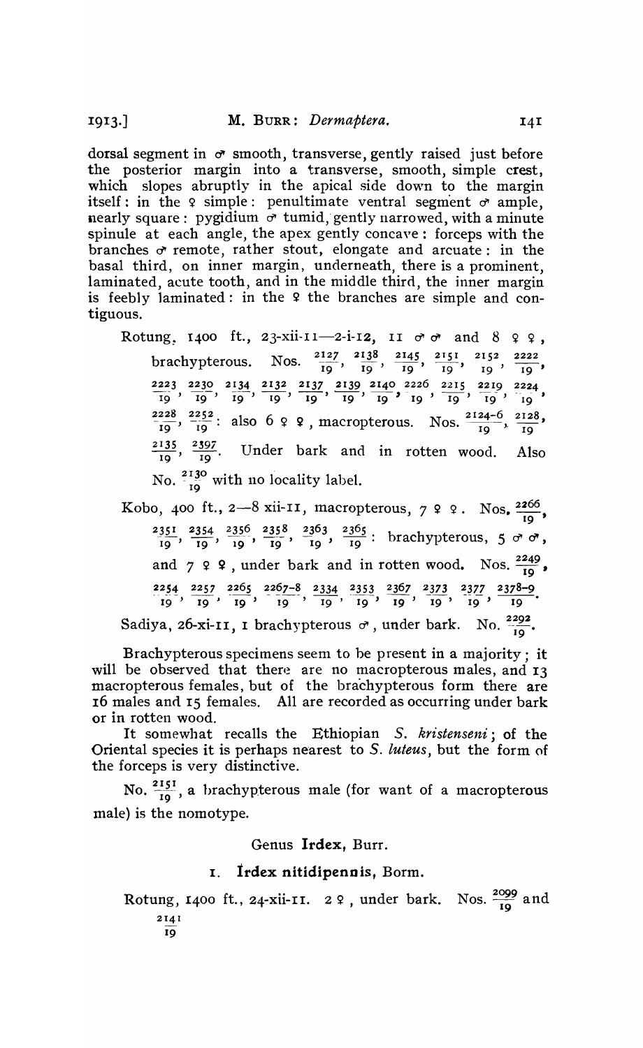dorsal segment in ♂ smooth, transverse, gently raised just before the posterior margin into a transverse, smooth, simple crest, which slopes abruptly in the apical side down to the margin itself: in the ♀ simple: penultimate ventral segment ♂ ample, nearly square: pygidium ♂ tumid, gently narrowed, with a minute spinule at each angle, the apex gently concave: forceps with the branches ♂ remote, rather stout, elongate and arcuate: in the basal third, on inner margin, underneath, there is a prominent, laminated, acute tooth, and in the middle third, the inner margin is feebly laminated: in the ♀ the branches are simple and contiguous.

Rotung, 1400 ft., 23-xii-11—2-i-12, 11 ♂♂ and 8 ♀♀, brachypterous. Nos. $\frac{2127}{19}$, $\frac{2138}{19}$, $\frac{2145}{19}$, $\frac{2151}{19}$, $\frac{2152}{19}$, $\frac{2222}{19}$, $\frac{2223}{19}$, $\frac{2230}{19}$, $\frac{2134}{19}$, $\frac{2132}{19}$, $\frac{2137}{19}$, $\frac{2139}{19}$, $\frac{2140}{19}$, $\frac{2226}{19}$, $\frac{2215}{19}$, $\frac{2219}{19}$, $\frac{2224}{19}$, $\frac{2228}{19}$, $\frac{2252}{19}$: also 6 ♀♀, macropterous. Nos. $\frac{2124-6}{19}$, $\frac{2128}{19}$, $\frac{2135}{19}$, $\frac{2397}{19}$. Under bark and in rotten wood. Also No. $\frac{2130}{19}$ with no locality label.

Kobo, 400 ft., 2—8 xii-11, macropterous, 7 ♀♀. Nos. $\frac{2266}{19}$, $\frac{2351}{19}$, $\frac{2354}{19}$, $\frac{2356}{19}$, $\frac{2358}{19}$, $\frac{2363}{19}$, $\frac{2365}{19}$: brachypterous, 5 ♂♂, and 7 ♀♀, under bark and in rotten wood. Nos. $\frac{2249}{19}$, $\frac{2254}{19}$, $\frac{2257}{19}$, $\frac{2265}{19}$, $\frac{2267-8}{19}$, $\frac{2334}{19}$, $\frac{2353}{19}$, $\frac{2367}{19}$, $\frac{2373}{19}$, $\frac{2377}{19}$, $\frac{2378-9}{19}$.

Sadiya, 26-xi-11, 1 brachypterous ♂, under bark. No. $\frac{2292}{19}$.

Brachypterous specimens seem to be present in a majority; it will be observed that there are no macropterous males, and 13 macropterous females, but of the brachypterous form there are 16 males and 15 females. All are recorded as occurring under bark or in rotten wood.

It somewhat recalls the Ethiopian *S. kristenseni*; of the Oriental species it is perhaps nearest to *S. luteus*, but the form of the forceps is very distinctive.

No. $\frac{2151}{19}$, a brachypterous male (for want of a macropterous male) is the nomotype.

### Genus **Irdex**, Burr.

#### 1. **Irdex nitidipennis**, Borm.

Rotung, 1400 ft., 24-xii-11. 2 ♀, under bark. Nos. $\frac{2099}{19}$ and $\frac{2141}{19}$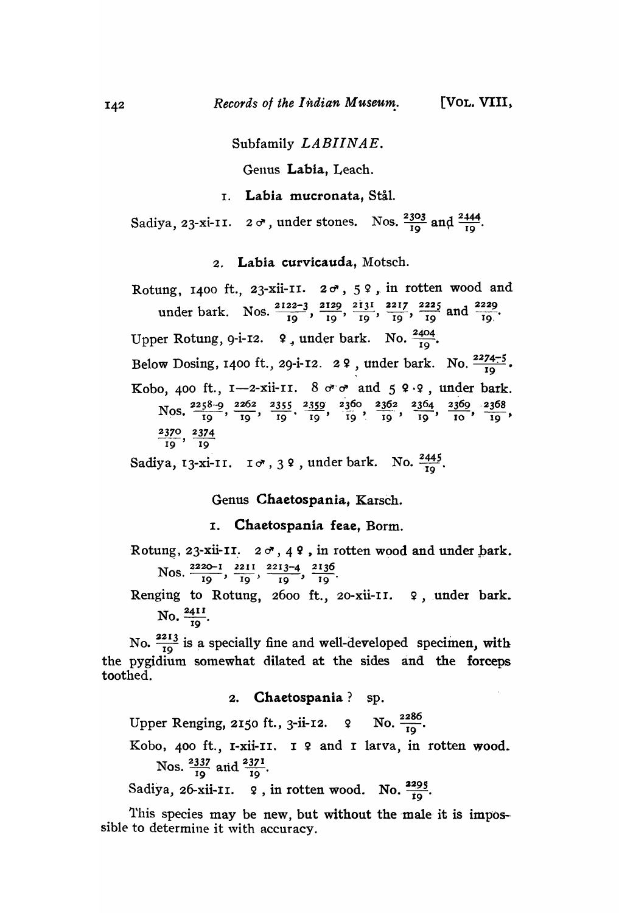## Subfamily *LABIINAE*.

### Genus **Labia**, Leach.

#### 1. **Labia mucronata**, Stål.

Sadiya, 23-xi-11. 2 ♂, under stones. Nos. $\frac{2303}{19}$ and $\frac{2444}{19}$.

#### 2. **Labia curvicauda**, Motsch.

Rotung, 1400 ft., 23-xii-11. 2 ♂, 5 ♀, in rotten wood and under bark. Nos. $\frac{2122-3}{19}$, $\frac{2129}{19}$, $\frac{2131}{19}$, $\frac{2217}{19}$, $\frac{2225}{19}$ and $\frac{2229}{19}$.

Upper Rotung, 9-i-12. ♀, under bark. No. $\frac{2404}{19}$.

Below Dosing, 1400 ft., 29-i-12. 2 ♀, under bark. No. $\frac{2274-5}{19}$.

Kobo, 400 ft., 1—2-xii-11. 8 ♂♂ and 5 ♀♀, under bark. Nos. $\frac{2258-9}{19}$, $\frac{2262}{19}$, $\frac{2355}{19}$, $\frac{2359}{19}$, $\frac{2360}{19}$, $\frac{2362}{19}$, $\frac{2364}{19}$, $\frac{2369}{10}$, $\frac{2368}{19}$, $\frac{2370}{19}$, $\frac{2374}{19}$

Sadiya, 13-xi-11. 1 ♂, 3 ♀, under bark. No. $\frac{2445}{19}$.

### Genus **Chaetospania**, Karsch.

#### 1. **Chaetospania feae**, Borm.

Rotung, 23-xii-11. 2 ♂, 4 ♀, in rotten wood and under bark. Nos. $\frac{2220-1}{19}$, $\frac{2211}{19}$, $\frac{2213-4}{19}$, $\frac{2136}{19}$.

Renging to Rotung, 2600 ft., 20-xii-11. ♀, under bark. No. $\frac{2411}{19}$.

No. $\frac{2213}{19}$ is a specially fine and well-developed specimen, with the pygidium somewhat dilated at the sides and the forceps toothed.

#### 2. **Chaetospania** ? sp.

Upper Renging, 2150 ft., 3-ii-12. ♀ No. $\frac{2286}{19}$.

Kobo, 400 ft., 1-xii-11. 1 ♀ and 1 larva, in rotten wood. Nos. $\frac{2337}{19}$ and $\frac{2371}{19}$.

Sadiya, 26-xii-11. ♀, in rotten wood. No. $\frac{2295}{19}$.

This species may be new, but without the male it is impossible to determine it with accuracy.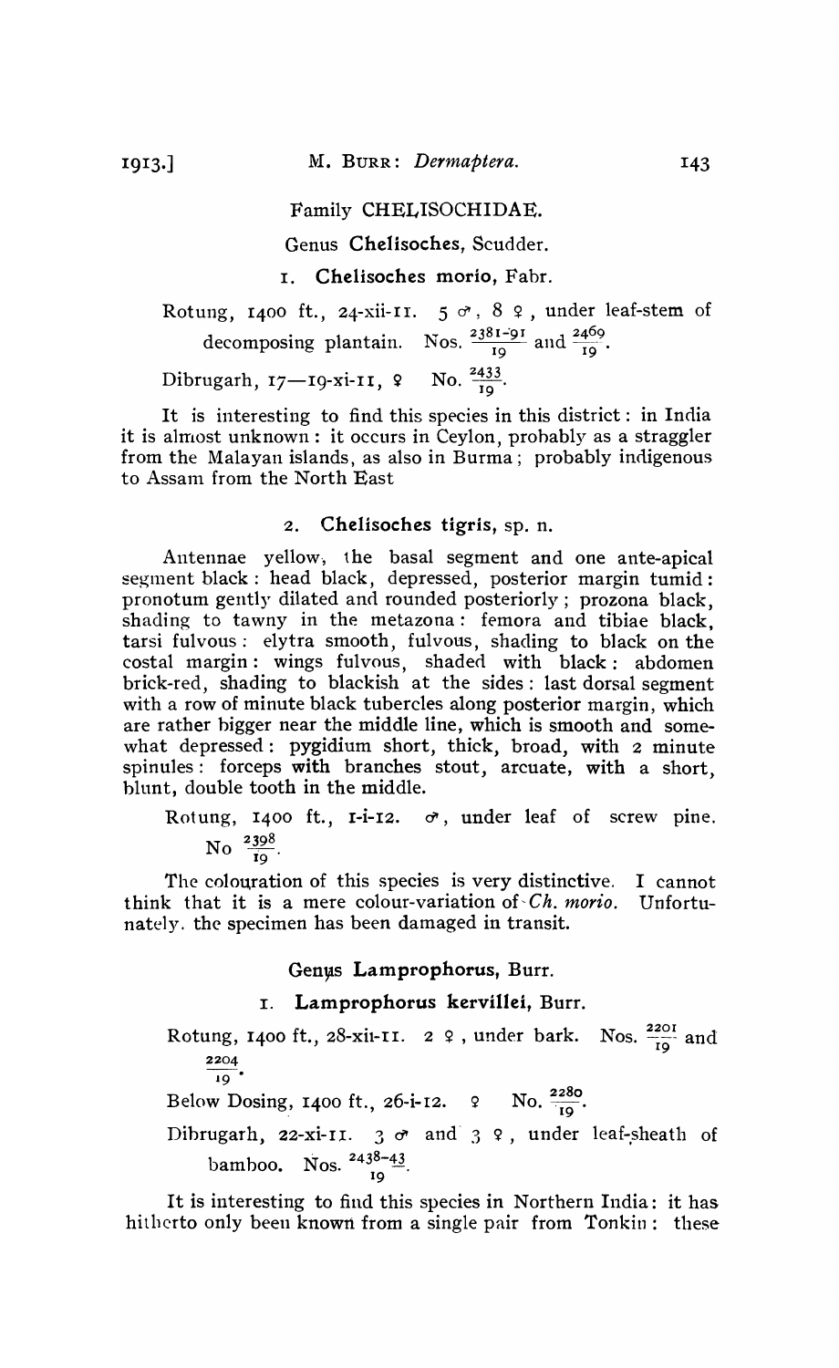## Family CHELISOCHIDAE.

### Genus Chelisoches, Scudder.

#### 1. Chelisoches morio, Fabr.

Rotung, 1400 ft., 24-xii-11. 5 ♂, 8 ♀, under leaf-stem of decomposing plantain. Nos. $\frac{2381-91}{19}$ and $\frac{2469}{19}$.

Dibrugarh, 17—19-xi-11, ♀ No. $\frac{2433}{19}$.

It is interesting to find this species in this district: in India it is almost unknown: it occurs in Ceylon, probably as a straggler from the Malayan islands, as also in Burma; probably indigenous to Assam from the North East

#### 2. Chelisoches tigris, sp. n.

Antennae yellow, the basal segment and one ante-apical segment black: head black, depressed, posterior margin tumid: pronotum gently dilated and rounded posteriorly; prozona black, shading to tawny in the metazona: femora and tibiae black, tarsi fulvous: elytra smooth, fulvous, shading to black on the costal margin: wings fulvous, shaded with black: abdomen brick-red, shading to blackish at the sides: last dorsal segment with a row of minute black tubercles along posterior margin, which are rather bigger near the middle line, which is smooth and somewhat depressed: pygidium short, thick, broad, with 2 minute spinules: forceps with branches stout, arcuate, with a short, blunt, double tooth in the middle.

Rotung, 1400 ft., 1-i-12. ♂, under leaf of screw pine. No $\frac{2398}{19}$.

The colouration of this species is very distinctive. I cannot think that it is a mere colour-variation of *Ch. morio*. Unfortunately, the specimen has been damaged in transit.

### Genus Lamprophorus, Burr.

#### 1. Lamprophorus kervillei, Burr.

Rotung, 1400 ft., 28-xii-11. 2 ♀, under bark. Nos. $\frac{2201}{19}$ and $\frac{2204}{19}$.

Below Dosing, 1400 ft., 26-i-12. ♀ No. $\frac{2280}{19}$.

Dibrugarh, 22-xi-11. 3 ♂ and 3 ♀, under leaf-sheath of bamboo. Nos. $\frac{2438-43}{19}$.

It is interesting to find this species in Northern India: it has hitherto only been known from a single pair from Tonkin: these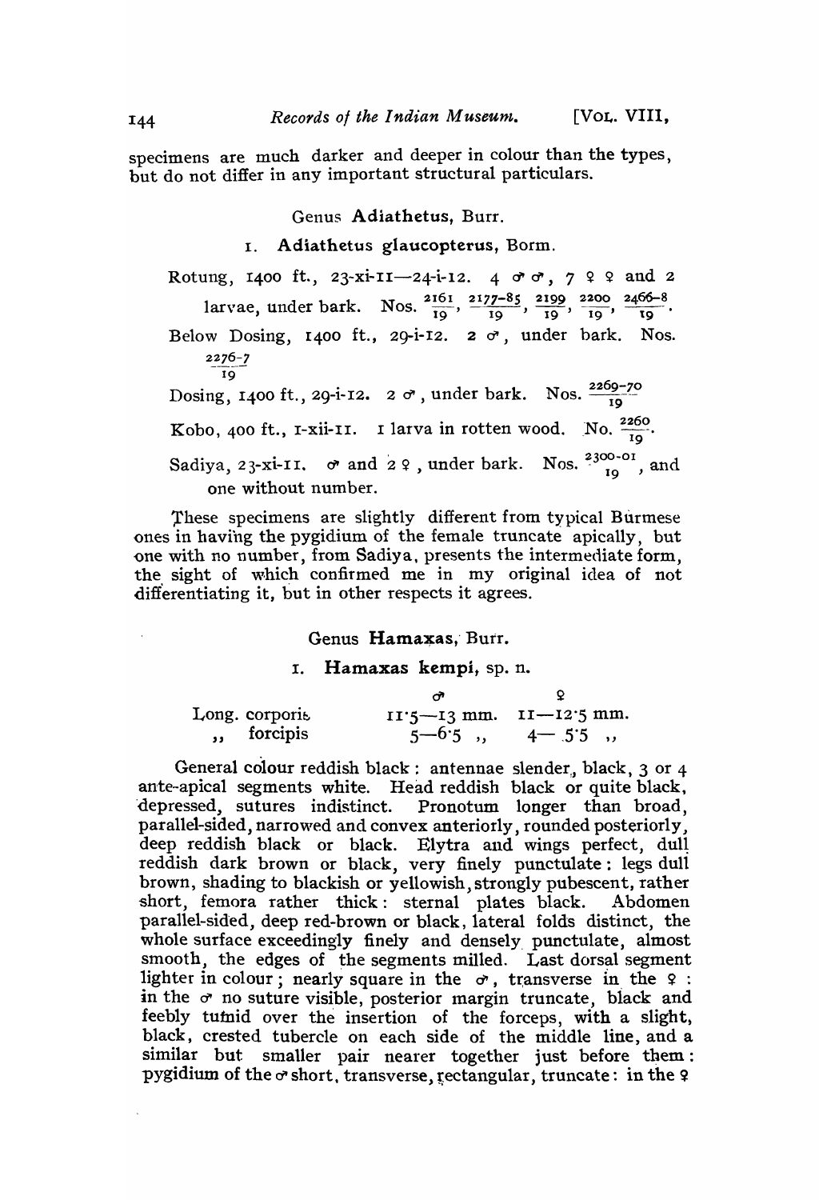specimens are much darker and deeper in colour than the types, but do not differ in any important structural particulars.

### Genus Adiathetus, Burr.

#### 1. Adiathetus glaucopterus, Borm.

Rotung, 1400 ft., 23-xi-11—24-i-12. 4 ♂♂, 7 ♀♀ and 2 larvae, under bark. Nos. $\frac{2161}{19}$, $\frac{2177-85}{19}$, $\frac{2199}{19}$, $\frac{2200}{19}$, $\frac{2466-8}{19}$.

Below Dosing, 1400 ft., 29-i-12. 2 ♂, under bark. Nos. $\frac{2276-7}{19}$

Dosing, 1400 ft., 29-i-12. 2 ♂, under bark. Nos. $\frac{2269-70}{19}$

Kobo, 400 ft., 1-xii-11. 1 larva in rotten wood. No. $\frac{2260}{19}$.

Sadiya, 23-xi-11. ♂ and 2 ♀, under bark. Nos. $\frac{2300-01}{19}$, and one without number.

These specimens are slightly different from typical Burmese ones in having the pygidium of the female truncate apically, but one with no number, from Sadiya, presents the intermediate form, the sight of which confirmed me in my original idea of not differentiating it, but in other respects it agrees.

### Genus Hamaxas, Burr.

#### 1. Hamaxas kempi, sp. n.

| | ♂ | ♀ |
|---|---|---|
| Long. corporis | 11·5—13 mm. | 11—12·5 mm. |
| ,, forcipis | 5—6·5 ,, | 4—5·5 ,, |

General colour reddish black: antennae slender, black, 3 or 4 ante-apical segments white. Head reddish black or quite black, depressed, sutures indistinct. Pronotum longer than broad, parallel-sided, narrowed and convex anteriorly, rounded posteriorly, deep reddish black or black. Elytra and wings perfect, dull reddish dark brown or black, very finely punctulate: legs dull brown, shading to blackish or yellowish, strongly pubescent, rather short, femora rather thick: sternal plates black. Abdomen parallel-sided, deep red-brown or black, lateral folds distinct, the whole surface exceedingly finely and densely punctulate, almost smooth, the edges of the segments milled. Last dorsal segment lighter in colour; nearly square in the ♂, transverse in the ♀: in the ♂ no suture visible, posterior margin truncate, black and feebly tumid over the insertion of the forceps, with a slight, black, crested tubercle on each side of the middle line, and a similar but smaller pair nearer together just before them: pygidium of the ♂ short, transverse, rectangular, truncate: in the ♀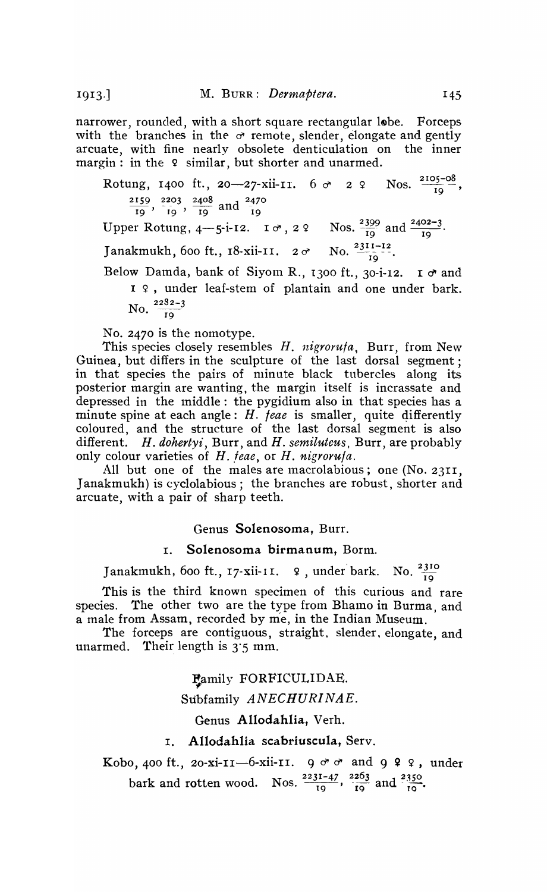narrower, rounded, with a short square rectangular lobe. Forceps with the branches in the ♂ remote, slender, elongate and gently arcuate, with fine nearly obsolete denticulation on the inner margin: in the ♀ similar, but shorter and unarmed.

Rotung, 1400 ft., 20—27-xii-11. 6 ♂ 2 ♀ Nos. $\frac{2105-08}{19}$, $\frac{2159}{19}$, $\frac{2203}{19}$, $\frac{2408}{19}$ and $\frac{2470}{19}$

Upper Rotung, 4—5-i-12. 1 ♂, 2 ♀ Nos. $\frac{2399}{19}$ and $\frac{2402-3}{19}$.

Janakmukh, 600 ft., 18-xii-11. 2 ♂ No. $\frac{2311-12}{19}$.

Below Damda, bank of Siyom R., 1300 ft., 30-i-12. 1 ♂ and 1 ♀, under leaf-stem of plantain and one under bark. No. $\frac{2282-3}{19}$

No. 2470 is the nomotype.

This species closely resembles *H. nigrorufa*, Burr, from New Guinea, but differs in the sculpture of the last dorsal segment; in that species the pairs of minute black tubercles along its posterior margin are wanting, the margin itself is incrassate and depressed in the middle: the pygidium also in that species has a minute spine at each angle: *H. feae* is smaller, quite differently coloured, and the structure of the last dorsal segment is also different. *H. dohertyi*, Burr, and *H. semiluteus*, Burr, are probably only colour varieties of *H. feae*, or *H. nigrorufa*.

All but one of the males are macrolabious; one (No. 2311, Janakmukh) is cyclolabious; the branches are robust, shorter and arcuate, with a pair of sharp teeth.

### Genus **Solenosoma**, Burr.

#### 1. **Solenosoma birmanum**, Borm.

Janakmukh, 600 ft., 17-xii-11. ♀, under bark. No. $\frac{2310}{19}$

This is the third known specimen of this curious and rare species. The other two are the type from Bhamo in Burma, and a male from Assam, recorded by me, in the Indian Museum.

The forceps are contiguous, straight, slender, elongate, and unarmed. Their length is 3·5 mm.

## Family FORFICULIDAE.

### Subfamily *ANECHURINAE*.

### Genus **Allodahlia**, Verh.

#### 1. **Allodahlia scabriuscula**, Serv.

Kobo, 400 ft., 20-xi-11—6-xii-11. 9 ♂♂ and 9 ♀♀, under bark and rotten wood. Nos. $\frac{2231-47}{19}$, $\frac{2263}{19}$ and $\frac{2350}{10}$.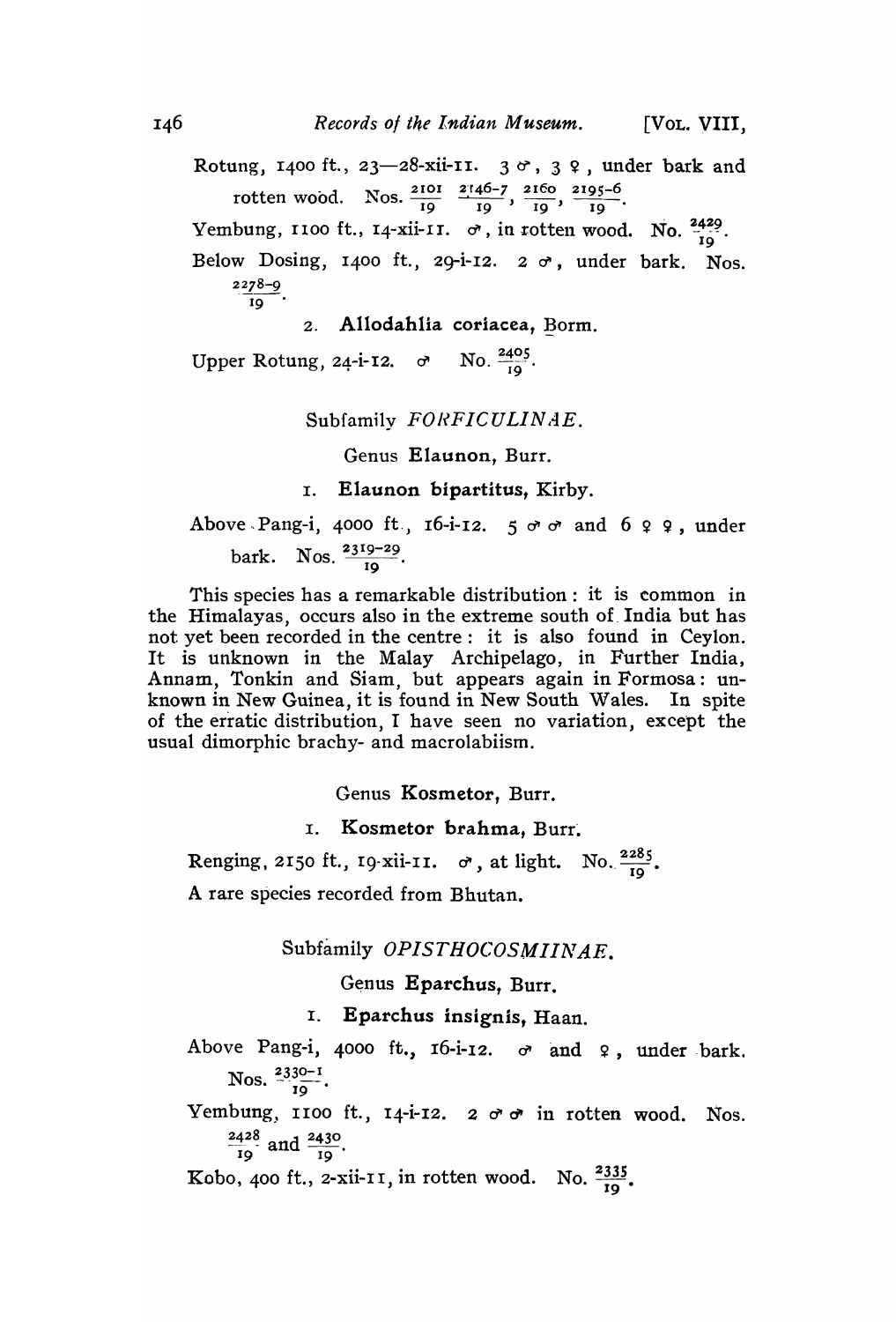Rotung, 1400 ft., 23—28-xii-11. 3 ♂, 3 ♀, under bark and rotten wood. Nos. $\frac{2101}{19}$ $\frac{2146-7}{19}$, $\frac{2160}{19}$, $\frac{2195-6}{19}$.

Yembung, 1100 ft., 14-xii-11. ♂, in rotten wood. No. $\frac{2429}{19}$.

Below Dosing, 1400 ft., 29-i-12. 2 ♂, under bark. Nos. $\frac{2278-9}{19}$.

2. **Allodahlia coriacea**, Borm.

Upper Rotung, 24-i-12. ♂ No. $\frac{2405}{19}$.

Subfamily *FORFICULINAE*.

Genus **Elaunon**, Burr.

1. **Elaunon bipartitus**, Kirby.

Above Pang-i, 4000 ft., 16-i-12. 5 ♂♂ and 6 ♀♀, under bark. Nos. $\frac{2319-29}{19}$.

This species has a remarkable distribution: it is common in the Himalayas, occurs also in the extreme south of India but has not yet been recorded in the centre: it is also found in Ceylon. It is unknown in the Malay Archipelago, in Further India, Annam, Tonkin and Siam, but appears again in Formosa: unknown in New Guinea, it is found in New South Wales. In spite of the erratic distribution, I have seen no variation, except the usual dimorphic brachy- and macrolabiism.

Genus **Kosmetor**, Burr.

1. **Kosmetor brahma**, Burr.

Renging, 2150 ft., 19-xii-11. ♂, at light. No. $\frac{2285}{19}$.

A rare species recorded from Bhutan.

Subfamily *OPISTHOCOSMIINAE*.

Genus **Eparchus**, Burr.

1. **Eparchus insignis**, Haan.

Above Pang-i, 4000 ft., 16-i-12. ♂ and ♀, under bark. Nos. $\frac{2330-1}{19}$.

Yembung, 1100 ft., 14-i-12. 2 ♂♂ in rotten wood. Nos. $\frac{2428}{19}$ and $\frac{2430}{19}$.

Kobo, 400 ft., 2-xii-11, in rotten wood. No. $\frac{2335}{19}$.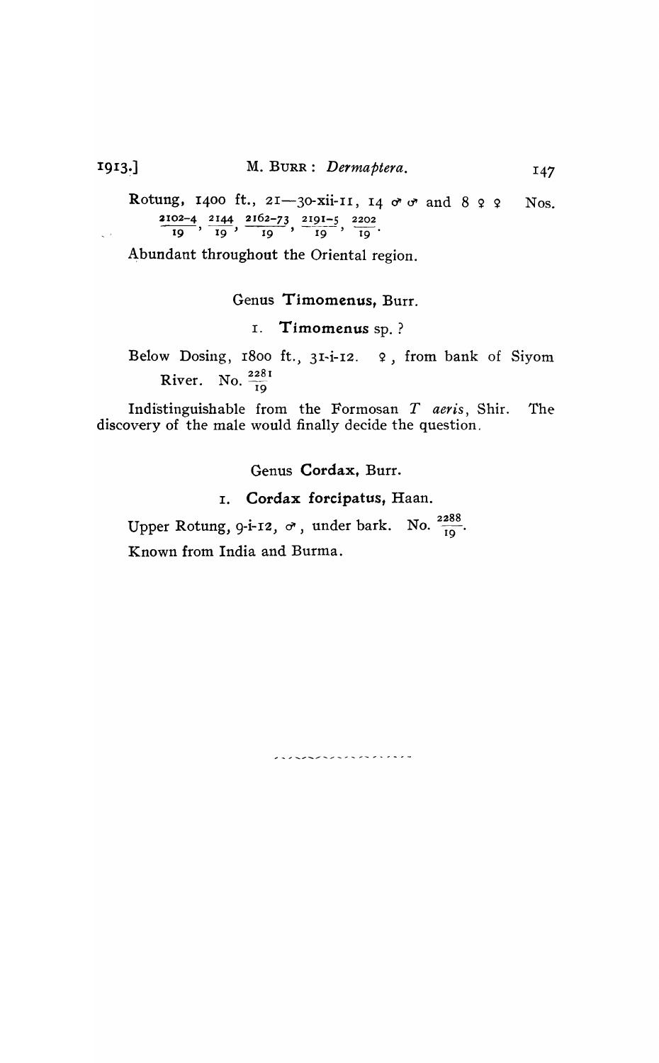Rotung, 1400 ft., 21—30-xii-11, 14 ♂♂ and 8 ♀♀ Nos. $\frac{2102-4}{19}$, $\frac{2144}{19}$, $\frac{2162-73}{19}$, $\frac{2191-5}{19}$, $\frac{2202}{19}$.

Abundant throughout the Oriental region.

## Genus **Timomenus**, Burr.

### 1. **Timomenus** sp. ?

Below Dosing, 1800 ft., 31-i-12. ♀, from bank of Siyom River. No. $\frac{2281}{19}$

Indistinguishable from the Formosan *T aeris*, Shir. The discovery of the male would finally decide the question.

## Genus **Cordax**, Burr.

### 1. **Cordax forcipatus**, Haan.

Upper Rotung, 9-i-12, ♂, under bark. No. $\frac{2288}{19}$.

Known from India and Burma.